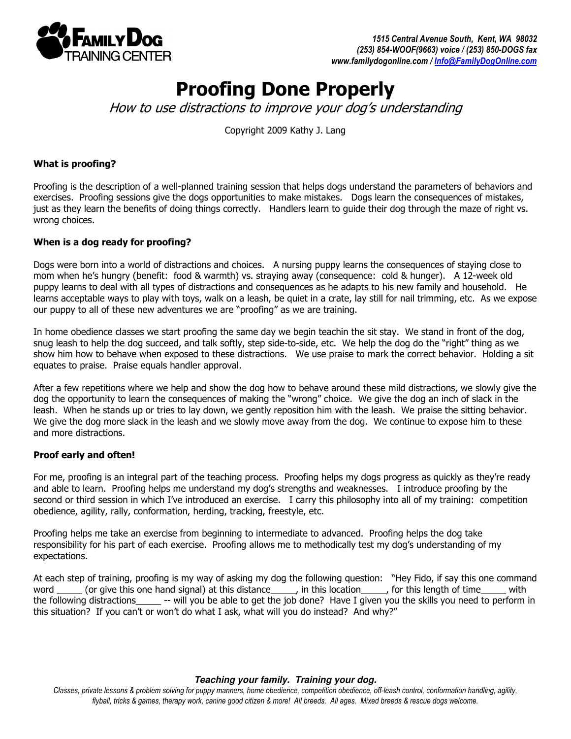**FAMILY DOG TRAINING CENTER**

*1515 Central Avenue South, Kent, WA 98032*
*(253) 854-WOOF(9663) voice / (253) 850-DOGS fax*
*www.familydogonline.com / Info@FamilyDogOnline.com*

# Proofing Done Properly

*How to use distractions to improve your dog's understanding*

Copyright 2009 Kathy J. Lang

**What is proofing?**

Proofing is the description of a well-planned training session that helps dogs understand the parameters of behaviors and exercises. Proofing sessions give the dogs opportunities to make mistakes. Dogs learn the consequences of mistakes, just as they learn the benefits of doing things correctly. Handlers learn to guide their dog through the maze of right vs. wrong choices.

**When is a dog ready for proofing?**

Dogs were born into a world of distractions and choices. A nursing puppy learns the consequences of staying close to mom when he's hungry (benefit: food & warmth) vs. straying away (consequence: cold & hunger). A 12-week old puppy learns to deal with all types of distractions and consequences as he adapts to his new family and household. He learns acceptable ways to play with toys, walk on a leash, be quiet in a crate, lay still for nail trimming, etc. As we expose our puppy to all of these new adventures we are "proofing" as we are training.

In home obedience classes we start proofing the same day we begin teachin the sit stay. We stand in front of the dog, snug leash to help the dog succeed, and talk softly, step side-to-side, etc. We help the dog do the "right" thing as we show him how to behave when exposed to these distractions. We use praise to mark the correct behavior. Holding a sit equates to praise. Praise equals handler approval.

After a few repetitions where we help and show the dog how to behave around these mild distractions, we slowly give the dog the opportunity to learn the consequences of making the "wrong" choice. We give the dog an inch of slack in the leash. When he stands up or tries to lay down, we gently reposition him with the leash. We praise the sitting behavior. We give the dog more slack in the leash and we slowly move away from the dog. We continue to expose him to these and more distractions.

**Proof early and often!**

For me, proofing is an integral part of the teaching process. Proofing helps my dogs progress as quickly as they're ready and able to learn. Proofing helps me understand my dog's strengths and weaknesses. I introduce proofing by the second or third session in which I've introduced an exercise. I carry this philosophy into all of my training: competition obedience, agility, rally, conformation, herding, tracking, freestyle, etc.

Proofing helps me take an exercise from beginning to intermediate to advanced. Proofing helps the dog take responsibility for his part of each exercise. Proofing allows me to methodically test my dog's understanding of my expectations.

At each step of training, proofing is my way of asking my dog the following question: "Hey Fido, if say this one command word _____ (or give this one hand signal) at this distance_____, in this location_____, for this length of time_____ with the following distractions_____ -- will you be able to get the job done? Have I given you the skills you need to perform in this situation? If you can't or won't do what I ask, what will you do instead? And why?"

***Teaching your family. Training your dog.***

*Classes, private lessons & problem solving for puppy manners, home obedience, competition obedience, off-leash control, conformation handling, agility, flyball, tricks & games, therapy work, canine good citizen & more! All breeds. All ages. Mixed breeds & rescue dogs welcome.*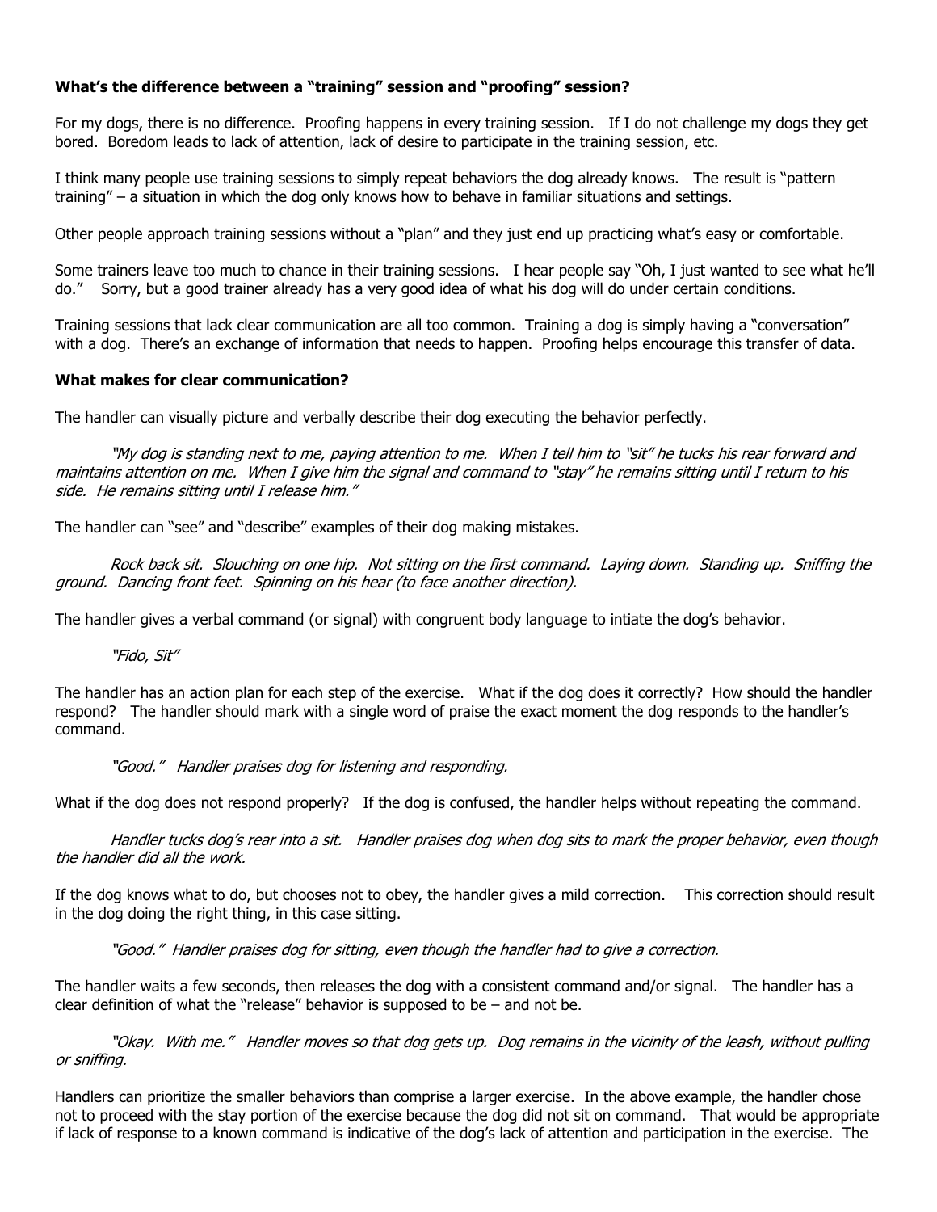**What's the difference between a "training" session and "proofing" session?**

For my dogs, there is no difference. Proofing happens in every training session. If I do not challenge my dogs they get bored. Boredom leads to lack of attention, lack of desire to participate in the training session, etc.

I think many people use training sessions to simply repeat behaviors the dog already knows. The result is "pattern training" – a situation in which the dog only knows how to behave in familiar situations and settings.

Other people approach training sessions without a "plan" and they just end up practicing what's easy or comfortable.

Some trainers leave too much to chance in their training sessions. I hear people say "Oh, I just wanted to see what he'll do." Sorry, but a good trainer already has a very good idea of what his dog will do under certain conditions.

Training sessions that lack clear communication are all too common. Training a dog is simply having a "conversation" with a dog. There's an exchange of information that needs to happen. Proofing helps encourage this transfer of data.

**What makes for clear communication?**

The handler can visually picture and verbally describe their dog executing the behavior perfectly.

> *"My dog is standing next to me, paying attention to me. When I tell him to "sit" he tucks his rear forward and maintains attention on me. When I give him the signal and command to "stay" he remains sitting until I return to his side. He remains sitting until I release him."*

The handler can "see" and "describe" examples of their dog making mistakes.

> *Rock back sit. Slouching on one hip. Not sitting on the first command. Laying down. Standing up. Sniffing the ground. Dancing front feet. Spinning on his hear (to face another direction).*

The handler gives a verbal command (or signal) with congruent body language to intiate the dog's behavior.

> *"Fido, Sit"*

The handler has an action plan for each step of the exercise. What if the dog does it correctly? How should the handler respond? The handler should mark with a single word of praise the exact moment the dog responds to the handler's command.

> *"Good." Handler praises dog for listening and responding.*

What if the dog does not respond properly? If the dog is confused, the handler helps without repeating the command.

> *Handler tucks dog's rear into a sit. Handler praises dog when dog sits to mark the proper behavior, even though the handler did all the work.*

If the dog knows what to do, but chooses not to obey, the handler gives a mild correction. This correction should result in the dog doing the right thing, in this case sitting.

> *"Good." Handler praises dog for sitting, even though the handler had to give a correction.*

The handler waits a few seconds, then releases the dog with a consistent command and/or signal. The handler has a clear definition of what the "release" behavior is supposed to be – and not be.

> *"Okay. With me." Handler moves so that dog gets up. Dog remains in the vicinity of the leash, without pulling or sniffing.*

Handlers can prioritize the smaller behaviors than comprise a larger exercise. In the above example, the handler chose not to proceed with the stay portion of the exercise because the dog did not sit on command. That would be appropriate if lack of response to a known command is indicative of the dog's lack of attention and participation in the exercise. The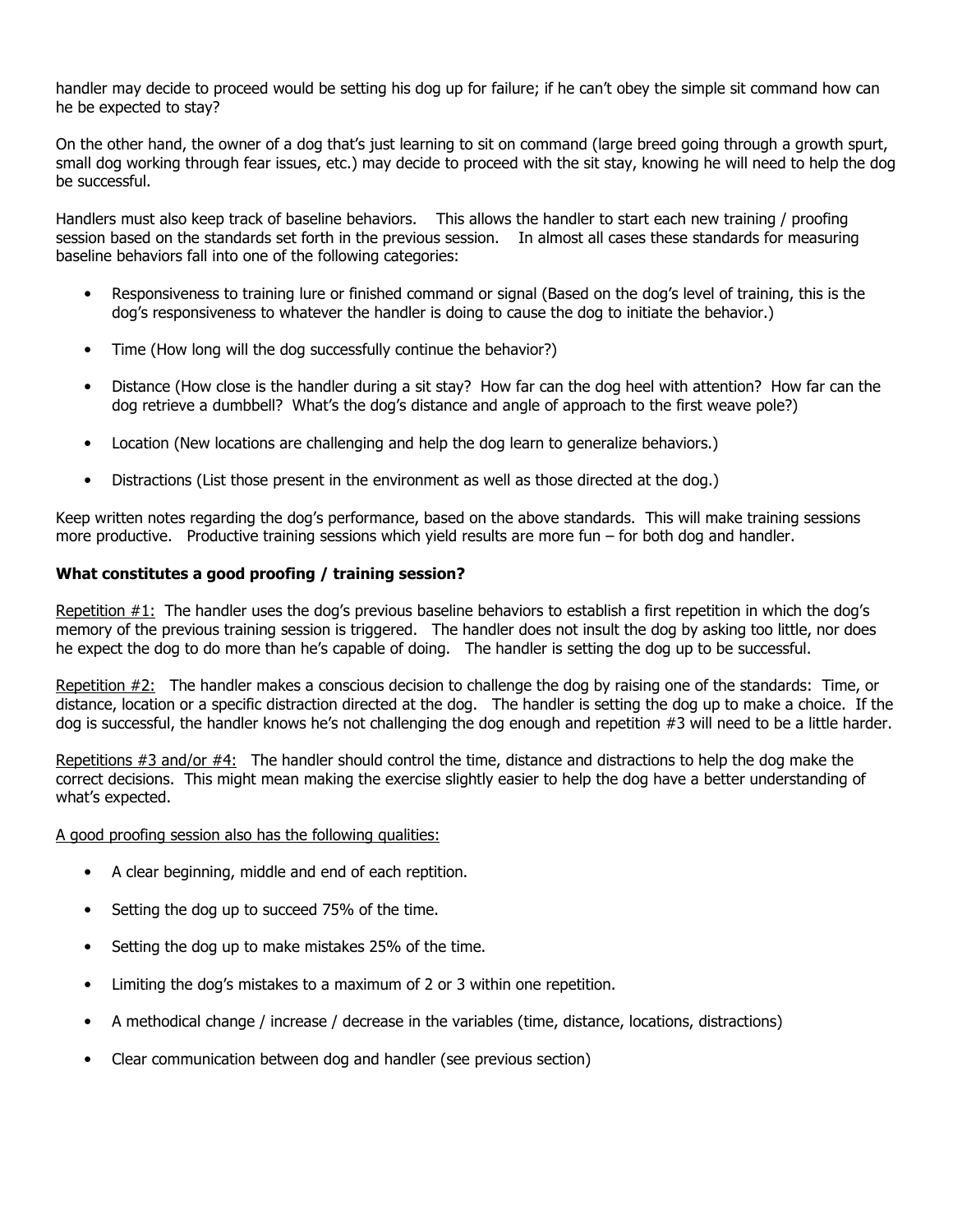handler may decide to proceed would be setting his dog up for failure; if he can't obey the simple sit command how can he be expected to stay?

On the other hand, the owner of a dog that's just learning to sit on command (large breed going through a growth spurt, small dog working through fear issues, etc.) may decide to proceed with the sit stay, knowing he will need to help the dog be successful.

Handlers must also keep track of baseline behaviors. This allows the handler to start each new training / proofing session based on the standards set forth in the previous session. In almost all cases these standards for measuring baseline behaviors fall into one of the following categories:

- Responsiveness to training lure or finished command or signal (Based on the dog's level of training, this is the dog's responsiveness to whatever the handler is doing to cause the dog to initiate the behavior.)
- Time (How long will the dog successfully continue the behavior?)
- Distance (How close is the handler during a sit stay? How far can the dog heel with attention? How far can the dog retrieve a dumbbell? What's the dog's distance and angle of approach to the first weave pole?)
- Location (New locations are challenging and help the dog learn to generalize behaviors.)
- Distractions (List those present in the environment as well as those directed at the dog.)

Keep written notes regarding the dog's performance, based on the above standards. This will make training sessions more productive. Productive training sessions which yield results are more fun – for both dog and handler.

**What constitutes a good proofing / training session?**

Repetition #1: The handler uses the dog's previous baseline behaviors to establish a first repetition in which the dog's memory of the previous training session is triggered. The handler does not insult the dog by asking too little, nor does he expect the dog to do more than he's capable of doing. The handler is setting the dog up to be successful.

Repetition #2: The handler makes a conscious decision to challenge the dog by raising one of the standards: Time, or distance, location or a specific distraction directed at the dog. The handler is setting the dog up to make a choice. If the dog is successful, the handler knows he's not challenging the dog enough and repetition #3 will need to be a little harder.

Repetitions #3 and/or #4: The handler should control the time, distance and distractions to help the dog make the correct decisions. This might mean making the exercise slightly easier to help the dog have a better understanding of what's expected.

A good proofing session also has the following qualities:

- A clear beginning, middle and end of each reptition.
- Setting the dog up to succeed 75% of the time.
- Setting the dog up to make mistakes 25% of the time.
- Limiting the dog's mistakes to a maximum of 2 or 3 within one repetition.
- A methodical change / increase / decrease in the variables (time, distance, locations, distractions)
- Clear communication between dog and handler (see previous section)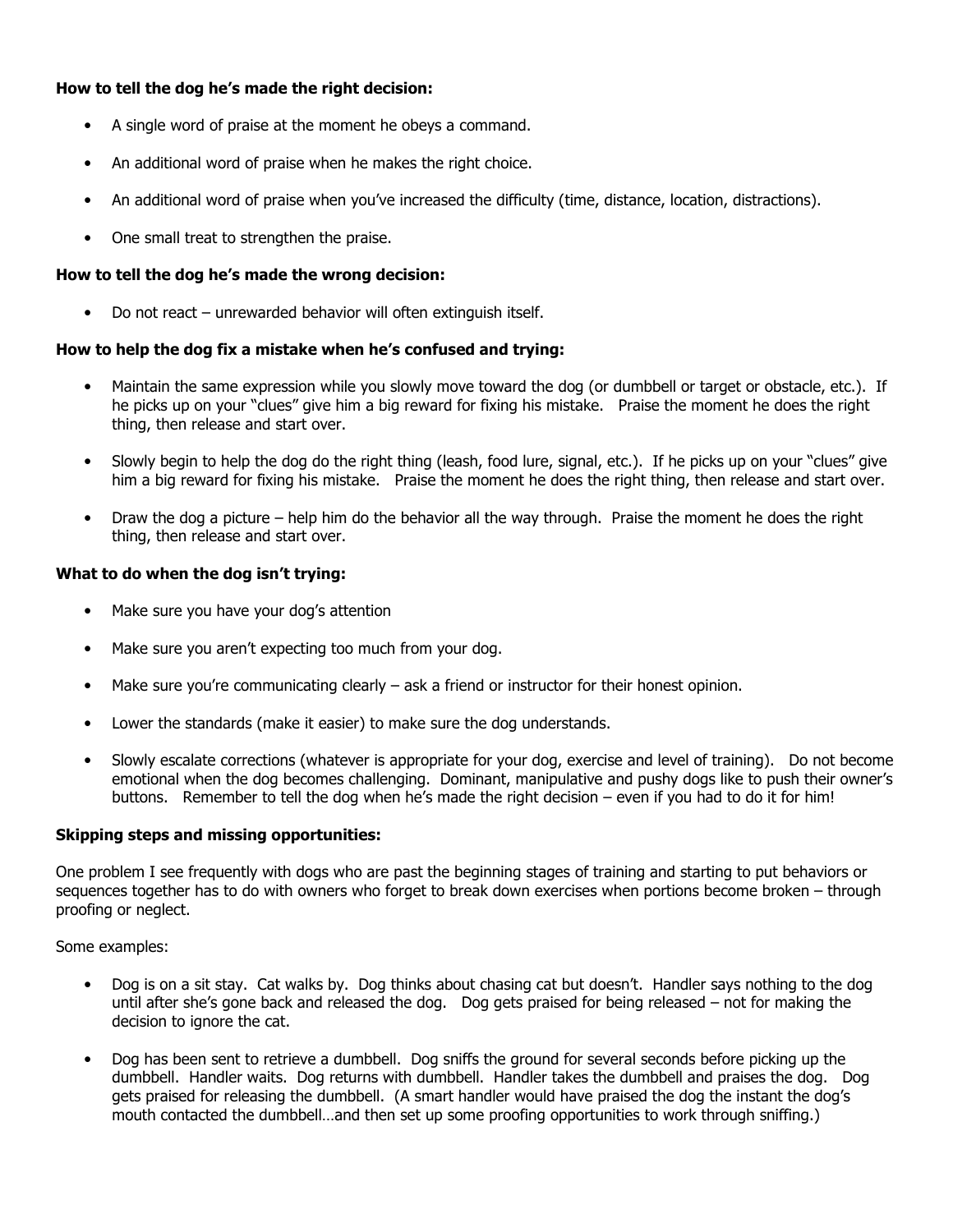**How to tell the dog he's made the right decision:**

- A single word of praise at the moment he obeys a command.
- An additional word of praise when he makes the right choice.
- An additional word of praise when you've increased the difficulty (time, distance, location, distractions).
- One small treat to strengthen the praise.

**How to tell the dog he's made the wrong decision:**

- Do not react – unrewarded behavior will often extinguish itself.

**How to help the dog fix a mistake when he's confused and trying:**

- Maintain the same expression while you slowly move toward the dog (or dumbbell or target or obstacle, etc.). If he picks up on your "clues" give him a big reward for fixing his mistake. Praise the moment he does the right thing, then release and start over.
- Slowly begin to help the dog do the right thing (leash, food lure, signal, etc.). If he picks up on your "clues" give him a big reward for fixing his mistake. Praise the moment he does the right thing, then release and start over.
- Draw the dog a picture – help him do the behavior all the way through. Praise the moment he does the right thing, then release and start over.

**What to do when the dog isn't trying:**

- Make sure you have your dog's attention
- Make sure you aren't expecting too much from your dog.
- Make sure you're communicating clearly – ask a friend or instructor for their honest opinion.
- Lower the standards (make it easier) to make sure the dog understands.
- Slowly escalate corrections (whatever is appropriate for your dog, exercise and level of training). Do not become emotional when the dog becomes challenging. Dominant, manipulative and pushy dogs like to push their owner's buttons. Remember to tell the dog when he's made the right decision – even if you had to do it for him!

**Skipping steps and missing opportunities:**

One problem I see frequently with dogs who are past the beginning stages of training and starting to put behaviors or sequences together has to do with owners who forget to break down exercises when portions become broken – through proofing or neglect.

Some examples:

- Dog is on a sit stay. Cat walks by. Dog thinks about chasing cat but doesn't. Handler says nothing to the dog until after she's gone back and released the dog. Dog gets praised for being released – not for making the decision to ignore the cat.
- Dog has been sent to retrieve a dumbbell. Dog sniffs the ground for several seconds before picking up the dumbbell. Handler waits. Dog returns with dumbbell. Handler takes the dumbbell and praises the dog. Dog gets praised for releasing the dumbbell. (A smart handler would have praised the dog the instant the dog's mouth contacted the dumbbell…and then set up some proofing opportunities to work through sniffing.)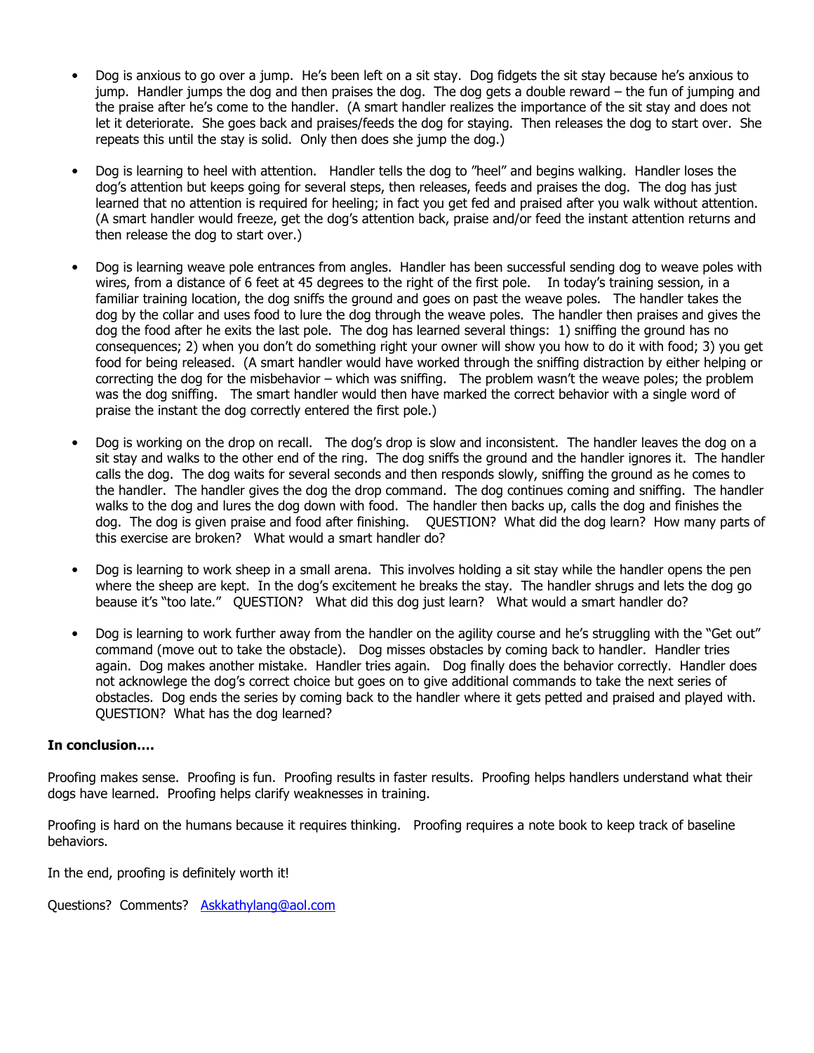- Dog is anxious to go over a jump. He's been left on a sit stay. Dog fidgets the sit stay because he's anxious to jump. Handler jumps the dog and then praises the dog. The dog gets a double reward – the fun of jumping and the praise after he's come to the handler. (A smart handler realizes the importance of the sit stay and does not let it deteriorate. She goes back and praises/feeds the dog for staying. Then releases the dog to start over. She repeats this until the stay is solid. Only then does she jump the dog.)

- Dog is learning to heel with attention. Handler tells the dog to "heel" and begins walking. Handler loses the dog's attention but keeps going for several steps, then releases, feeds and praises the dog. The dog has just learned that no attention is required for heeling; in fact you get fed and praised after you walk without attention. (A smart handler would freeze, get the dog's attention back, praise and/or feed the instant attention returns and then release the dog to start over.)

- Dog is learning weave pole entrances from angles. Handler has been successful sending dog to weave poles with wires, from a distance of 6 feet at 45 degrees to the right of the first pole. In today's training session, in a familiar training location, the dog sniffs the ground and goes on past the weave poles. The handler takes the dog by the collar and uses food to lure the dog through the weave poles. The handler then praises and gives the dog the food after he exits the last pole. The dog has learned several things: 1) sniffing the ground has no consequences; 2) when you don't do something right your owner will show you how to do it with food; 3) you get food for being released. (A smart handler would have worked through the sniffing distraction by either helping or correcting the dog for the misbehavior – which was sniffing. The problem wasn't the weave poles; the problem was the dog sniffing. The smart handler would then have marked the correct behavior with a single word of praise the instant the dog correctly entered the first pole.)

- Dog is working on the drop on recall. The dog's drop is slow and inconsistent. The handler leaves the dog on a sit stay and walks to the other end of the ring. The dog sniffs the ground and the handler ignores it. The handler calls the dog. The dog waits for several seconds and then responds slowly, sniffing the ground as he comes to the handler. The handler gives the dog the drop command. The dog continues coming and sniffing. The handler walks to the dog and lures the dog down with food. The handler then backs up, calls the dog and finishes the dog. The dog is given praise and food after finishing. QUESTION? What did the dog learn? How many parts of this exercise are broken? What would a smart handler do?

- Dog is learning to work sheep in a small arena. This involves holding a sit stay while the handler opens the pen where the sheep are kept. In the dog's excitement he breaks the stay. The handler shrugs and lets the dog go beause it's "too late." QUESTION? What did this dog just learn? What would a smart handler do?

- Dog is learning to work further away from the handler on the agility course and he's struggling with the "Get out" command (move out to take the obstacle). Dog misses obstacles by coming back to handler. Handler tries again. Dog makes another mistake. Handler tries again. Dog finally does the behavior correctly. Handler does not acknowlege the dog's correct choice but goes on to give additional commands to take the next series of obstacles. Dog ends the series by coming back to the handler where it gets petted and praised and played with. QUESTION? What has the dog learned?

**In conclusion….**

Proofing makes sense. Proofing is fun. Proofing results in faster results. Proofing helps handlers understand what their dogs have learned. Proofing helps clarify weaknesses in training.

Proofing is hard on the humans because it requires thinking. Proofing requires a note book to keep track of baseline behaviors.

In the end, proofing is definitely worth it!

Questions? Comments? Askkathylang@aol.com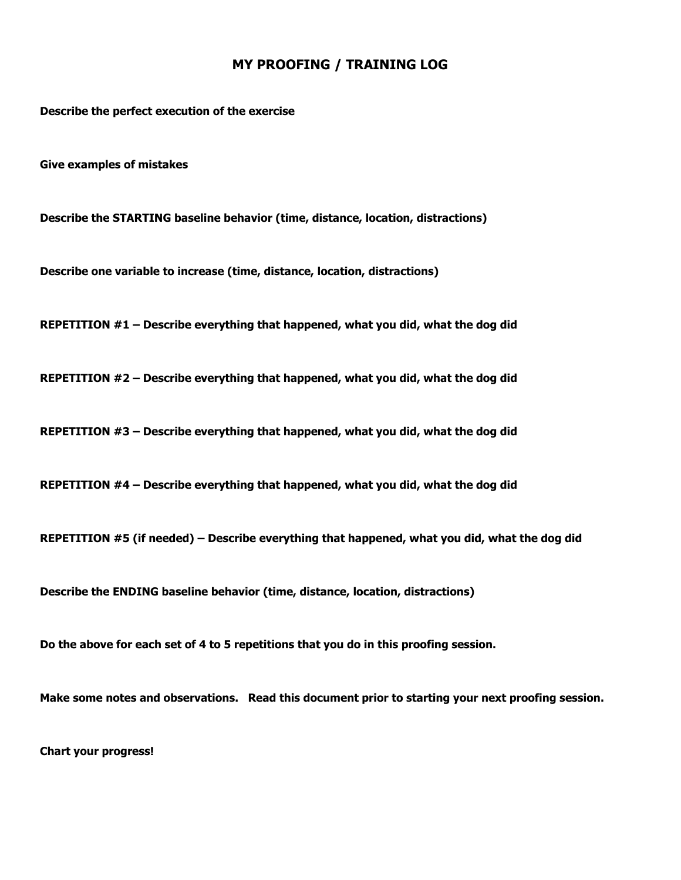# MY PROOFING / TRAINING LOG

**Describe the perfect execution of the exercise**

**Give examples of mistakes**

**Describe the STARTING baseline behavior (time, distance, location, distractions)**

**Describe one variable to increase (time, distance, location, distractions)**

**REPETITION #1 – Describe everything that happened, what you did, what the dog did**

**REPETITION #2 – Describe everything that happened, what you did, what the dog did**

**REPETITION #3 – Describe everything that happened, what you did, what the dog did**

**REPETITION #4 – Describe everything that happened, what you did, what the dog did**

**REPETITION #5 (if needed) – Describe everything that happened, what you did, what the dog did**

**Describe the ENDING baseline behavior (time, distance, location, distractions)**

**Do the above for each set of 4 to 5 repetitions that you do in this proofing session.**

**Make some notes and observations. Read this document prior to starting your next proofing session.**

**Chart your progress!**